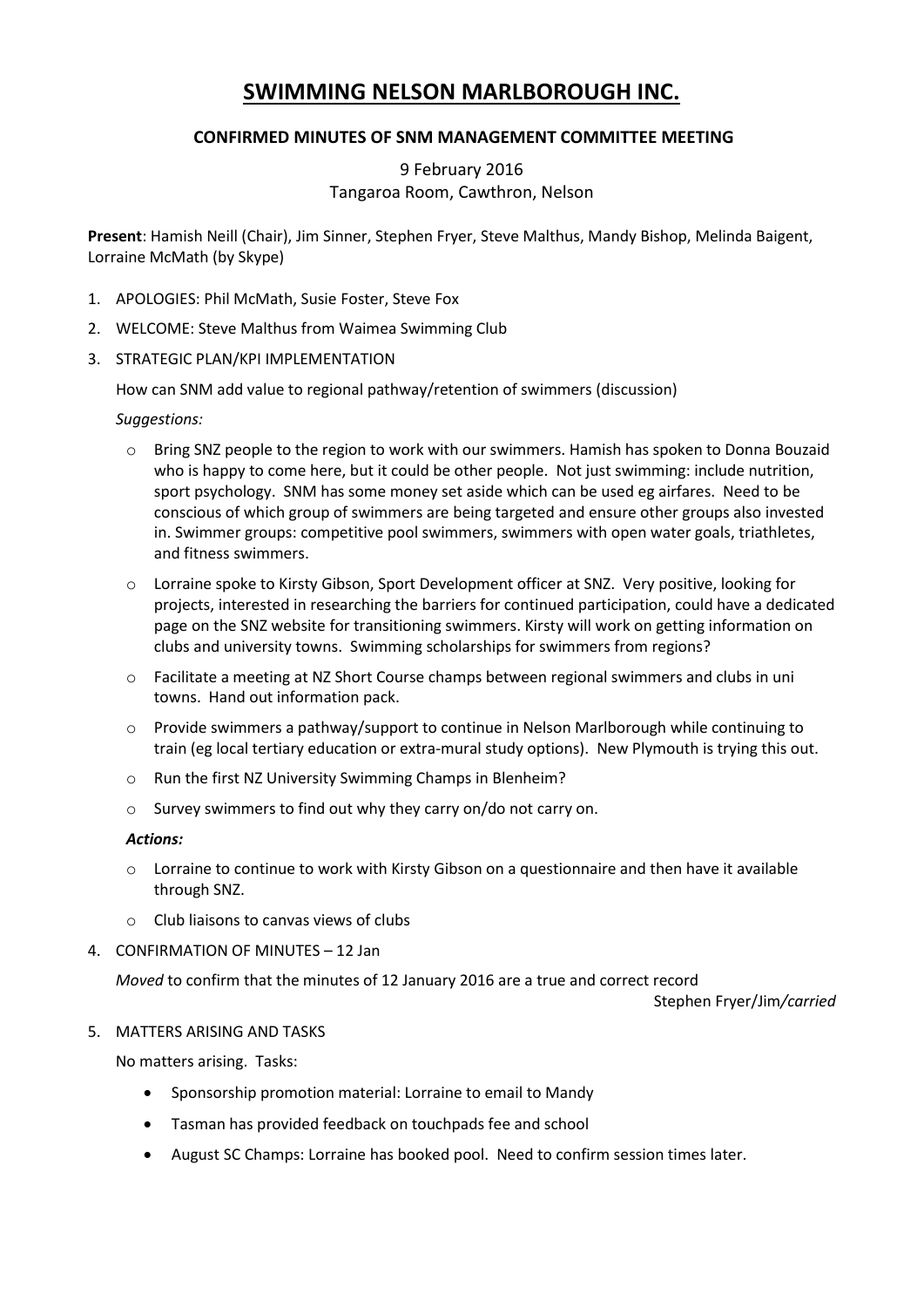# SWIMMING NELSON MARLBOROUGH INC.

## CONFIRMED MINUTES OF SNM MANAGEMENT COMMITTEE MEETING

9 February 2016
Tangaroa Room, Cawthron, Nelson

**Present**: Hamish Neill (Chair), Jim Sinner, Stephen Fryer, Steve Malthus, Mandy Bishop, Melinda Baigent, Lorraine McMath (by Skype)

1. APOLOGIES: Phil McMath, Susie Foster, Steve Fox
2. WELCOME: Steve Malthus from Waimea Swimming Club
3. STRATEGIC PLAN/KPI IMPLEMENTATION

   How can SNM add value to regional pathway/retention of swimmers (discussion)

   *Suggestions:*

   - Bring SNZ people to the region to work with our swimmers. Hamish has spoken to Donna Bouzaid who is happy to come here, but it could be other people. Not just swimming: include nutrition, sport psychology. SNM has some money set aside which can be used eg airfares. Need to be conscious of which group of swimmers are being targeted and ensure other groups also invested in. Swimmer groups: competitive pool swimmers, swimmers with open water goals, triathletes, and fitness swimmers.
   - Lorraine spoke to Kirsty Gibson, Sport Development officer at SNZ. Very positive, looking for projects, interested in researching the barriers for continued participation, could have a dedicated page on the SNZ website for transitioning swimmers. Kirsty will work on getting information on clubs and university towns. Swimming scholarships for swimmers from regions?
   - Facilitate a meeting at NZ Short Course champs between regional swimmers and clubs in uni towns. Hand out information pack.
   - Provide swimmers a pathway/support to continue in Nelson Marlborough while continuing to train (eg local tertiary education or extra-mural study options). New Plymouth is trying this out.
   - Run the first NZ University Swimming Champs in Blenheim?
   - Survey swimmers to find out why they carry on/do not carry on.

   ***Actions:***

   - Lorraine to continue to work with Kirsty Gibson on a questionnaire and then have it available through SNZ.
   - Club liaisons to canvas views of clubs

4. CONFIRMATION OF MINUTES – 12 Jan

   *Moved* to confirm that the minutes of 12 January 2016 are a true and correct record

   Stephen Fryer/Jim/*carried*

5. MATTERS ARISING AND TASKS

   No matters arising. Tasks:

   - Sponsorship promotion material: Lorraine to email to Mandy
   - Tasman has provided feedback on touchpads fee and school
   - August SC Champs: Lorraine has booked pool. Need to confirm session times later.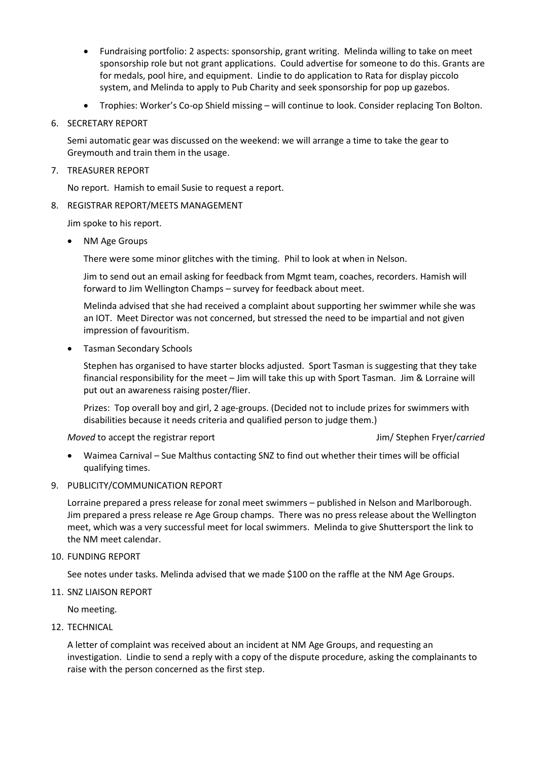- Fundraising portfolio: 2 aspects: sponsorship, grant writing. Melinda willing to take on meet sponsorship role but not grant applications. Could advertise for someone to do this. Grants are for medals, pool hire, and equipment. Lindie to do application to Rata for display piccolo system, and Melinda to apply to Pub Charity and seek sponsorship for pop up gazebos.
- Trophies: Worker's Co-op Shield missing – will continue to look. Consider replacing Ton Bolton.

6. SECRETARY REPORT

   Semi automatic gear was discussed on the weekend: we will arrange a time to take the gear to Greymouth and train them in the usage.

7. TREASURER REPORT

   No report. Hamish to email Susie to request a report.

8. REGISTRAR REPORT/MEETS MANAGEMENT

   Jim spoke to his report.

   - NM Age Groups

     There were some minor glitches with the timing. Phil to look at when in Nelson.

     Jim to send out an email asking for feedback from Mgmt team, coaches, recorders. Hamish will forward to Jim Wellington Champs – survey for feedback about meet.

     Melinda advised that she had received a complaint about supporting her swimmer while she was an IOT. Meet Director was not concerned, but stressed the need to be impartial and not given impression of favouritism.

   - Tasman Secondary Schools

     Stephen has organised to have starter blocks adjusted. Sport Tasman is suggesting that they take financial responsibility for the meet – Jim will take this up with Sport Tasman. Jim & Lorraine will put out an awareness raising poster/flier.

     Prizes: Top overall boy and girl, 2 age-groups. (Decided not to include prizes for swimmers with disabilities because it needs criteria and qualified person to judge them.)

   *Moved* to accept the registrar report — Jim/ Stephen Fryer/*carried*

   - Waimea Carnival – Sue Malthus contacting SNZ to find out whether their times will be official qualifying times.

9. PUBLICITY/COMMUNICATION REPORT

   Lorraine prepared a press release for zonal meet swimmers – published in Nelson and Marlborough. Jim prepared a press release re Age Group champs. There was no press release about the Wellington meet, which was a very successful meet for local swimmers. Melinda to give Shuttersport the link to the NM meet calendar.

10. FUNDING REPORT

    See notes under tasks. Melinda advised that we made $100 on the raffle at the NM Age Groups.

11. SNZ LIAISON REPORT

    No meeting.

12. TECHNICAL

    A letter of complaint was received about an incident at NM Age Groups, and requesting an investigation. Lindie to send a reply with a copy of the dispute procedure, asking the complainants to raise with the person concerned as the first step.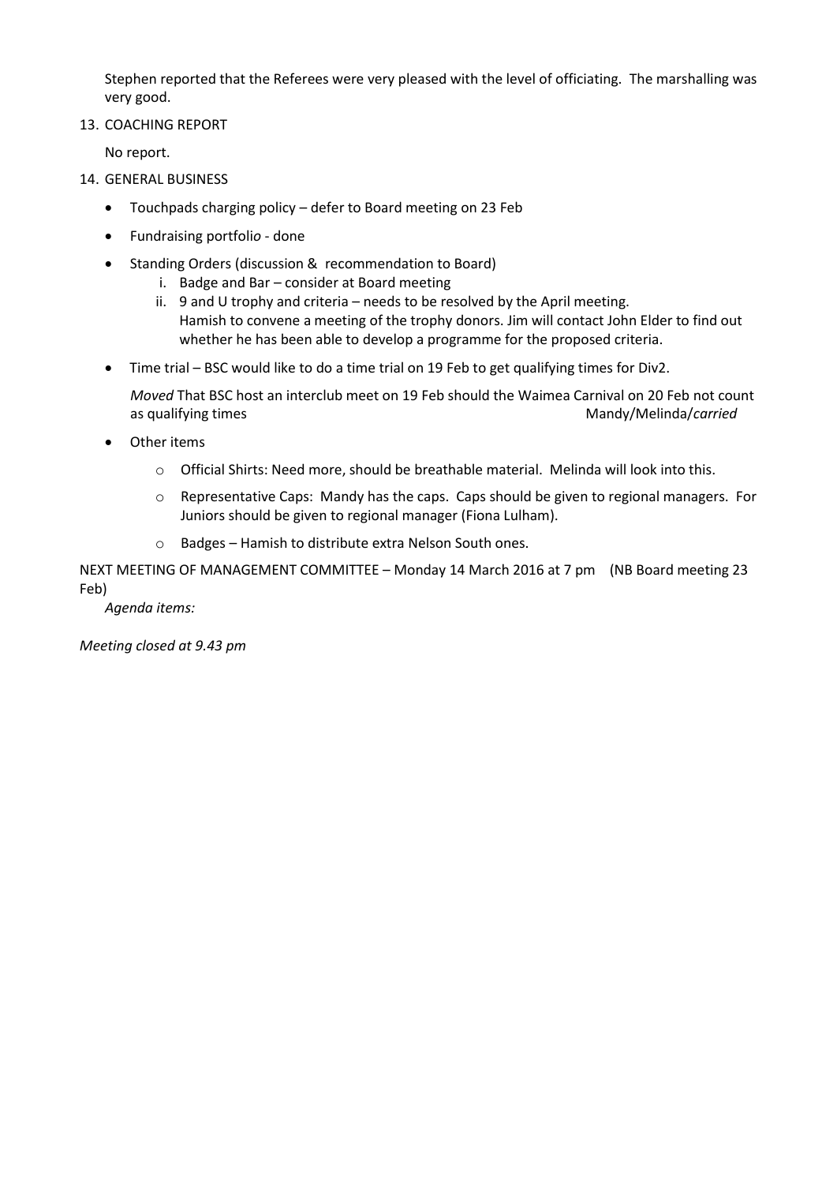Stephen reported that the Referees were very pleased with the level of officiating. The marshalling was very good.

13. COACHING REPORT

    No report.

14. GENERAL BUSINESS

    - Touchpads charging policy – defer to Board meeting on 23 Feb
    - Fundraising portfoli*o* - done
    - Standing Orders (discussion & recommendation to Board)
        1. Badge and Bar – consider at Board meeting
        2. 9 and U trophy and criteria – needs to be resolved by the April meeting. Hamish to convene a meeting of the trophy donors. Jim will contact John Elder to find out whether he has been able to develop a programme for the proposed criteria.
    - Time trial – BSC would like to do a time trial on 19 Feb to get qualifying times for Div2.

      *Moved* That BSC host an interclub meet on 19 Feb should the Waimea Carnival on 20 Feb not count as qualifying times Mandy/Melinda/*carried*

    - Other items
        - Official Shirts: Need more, should be breathable material. Melinda will look into this.
        - Representative Caps: Mandy has the caps. Caps should be given to regional managers. For Juniors should be given to regional manager (Fiona Lulham).
        - Badges – Hamish to distribute extra Nelson South ones.

NEXT MEETING OF MANAGEMENT COMMITTEE – Monday 14 March 2016 at 7 pm (NB Board meeting 23 Feb)

*Agenda items:*

*Meeting closed at 9.43 pm*